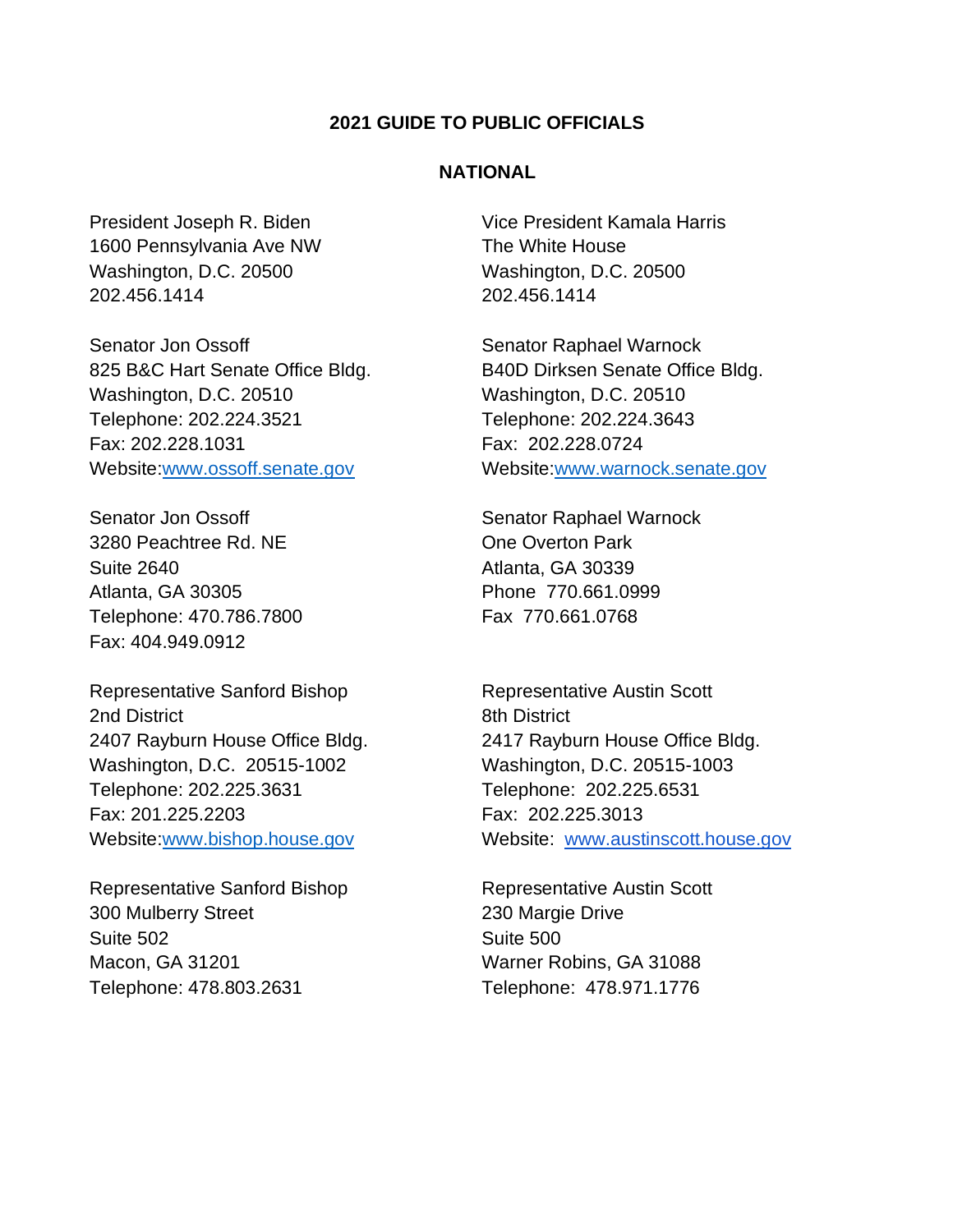# 2021 GUIDE TO PUBLIC OFFICIALS

## NATIONAL

President Joseph R. Biden
1600 Pennsylvania Ave NW
Washington, D.C. 20500
202.456.1414

Vice President Kamala Harris
The White House
Washington, D.C. 20500
202.456.1414

Senator Jon Ossoff
825 B&C Hart Senate Office Bldg.
Washington, D.C. 20510
Telephone: 202.224.3521
Fax: 202.228.1031
Website:[www.ossoff.senate.gov](http://www.ossoff.senate.gov)

Senator Raphael Warnock
B40D Dirksen Senate Office Bldg.
Washington, D.C. 20510
Telephone: 202.224.3643
Fax: 202.228.0724
Website:[www.warnock.senate.gov](http://www.warnock.senate.gov)

Senator Jon Ossoff
3280 Peachtree Rd. NE
Suite 2640
Atlanta, GA 30305
Telephone: 470.786.7800
Fax: 404.949.0912

Senator Raphael Warnock
One Overton Park
Atlanta, GA 30339
Phone 770.661.0999
Fax 770.661.0768

Representative Sanford Bishop
2nd District
2407 Rayburn House Office Bldg.
Washington, D.C. 20515-1002
Telephone: 202.225.3631
Fax: 201.225.2203
Website:[www.bishop.house.gov](http://www.bishop.house.gov)

Representative Austin Scott
8th District
2417 Rayburn House Office Bldg.
Washington, D.C. 20515-1003
Telephone: 202.225.6531
Fax: 202.225.3013
Website: [www.austinscott.house.gov](http://www.austinscott.house.gov)

Representative Sanford Bishop
300 Mulberry Street
Suite 502
Macon, GA 31201
Telephone: 478.803.2631

Representative Austin Scott
230 Margie Drive
Suite 500
Warner Robins, GA 31088
Telephone: 478.971.1776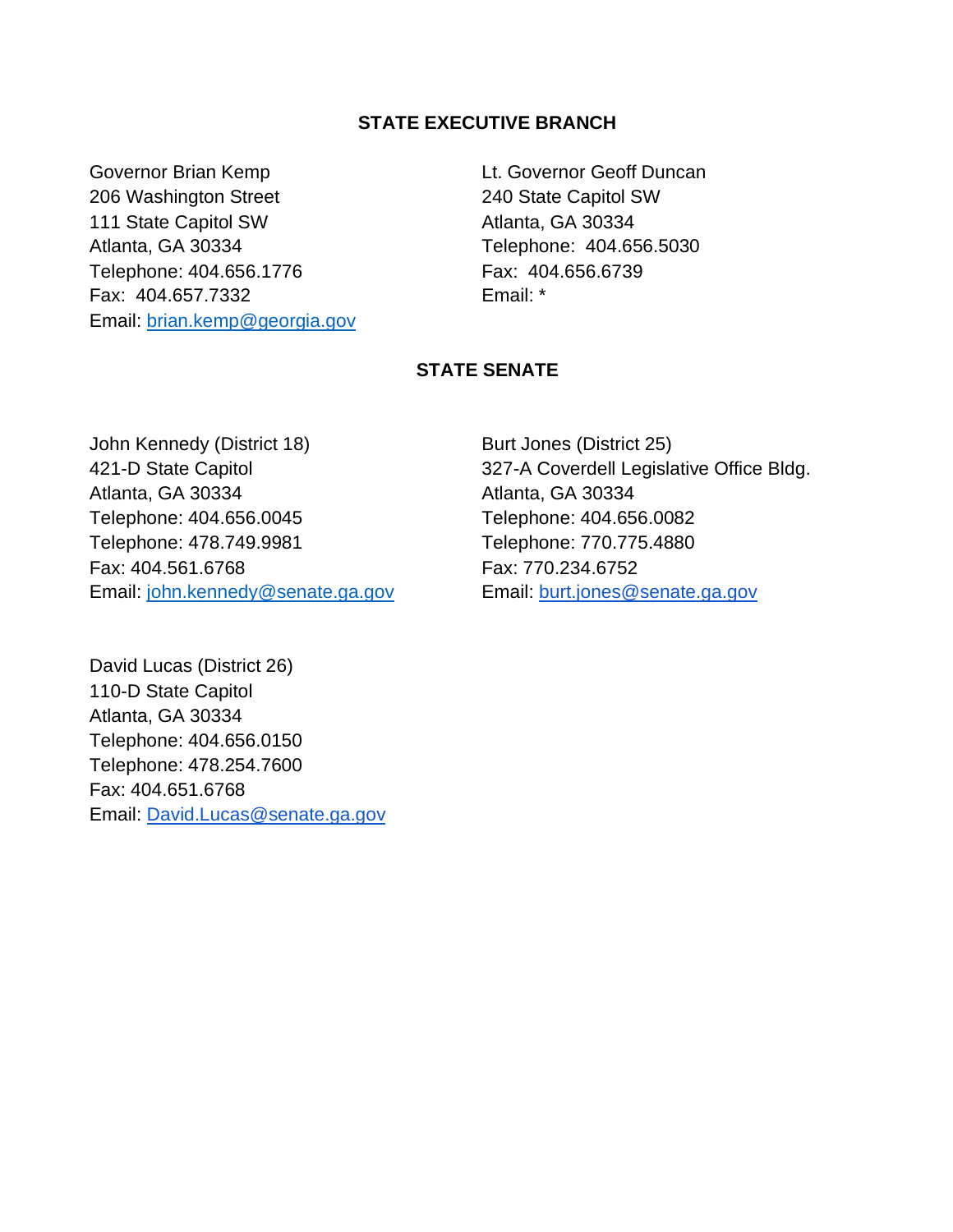## STATE EXECUTIVE BRANCH

Governor Brian Kemp
206 Washington Street
111 State Capitol SW
Atlanta, GA 30334
Telephone: 404.656.1776
Fax: 404.657.7332
Email: brian.kemp@georgia.gov

Lt. Governor Geoff Duncan
240 State Capitol SW
Atlanta, GA 30334
Telephone: 404.656.5030
Fax: 404.656.6739
Email: *

## STATE SENATE

John Kennedy (District 18)
421-D State Capitol
Atlanta, GA 30334
Telephone: 404.656.0045
Telephone: 478.749.9981
Fax: 404.561.6768
Email: john.kennedy@senate.ga.gov

Burt Jones (District 25)
327-A Coverdell Legislative Office Bldg.
Atlanta, GA 30334
Telephone: 404.656.0082
Telephone: 770.775.4880
Fax: 770.234.6752
Email: burt.jones@senate.ga.gov

David Lucas (District 26)
110-D State Capitol
Atlanta, GA 30334
Telephone: 404.656.0150
Telephone: 478.254.7600
Fax: 404.651.6768
Email: David.Lucas@senate.ga.gov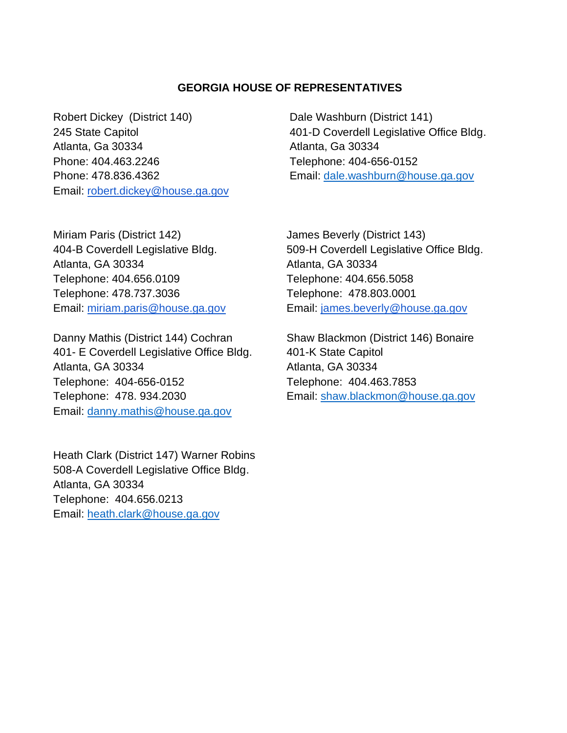**GEORGIA HOUSE OF REPRESENTATIVES**

Robert Dickey (District 140)
245 State Capitol
Atlanta, Ga 30334
Phone: 404.463.2246
Phone: 478.836.4362
Email: robert.dickey@house.ga.gov

Dale Washburn (District 141)
401-D Coverdell Legislative Office Bldg.
Atlanta, Ga 30334
Telephone: 404-656-0152
Email: dale.washburn@house.ga.gov

Miriam Paris (District 142)
404-B Coverdell Legislative Bldg.
Atlanta, GA 30334
Telephone: 404.656.0109
Telephone: 478.737.3036
Email: miriam.paris@house.ga.gov

James Beverly (District 143)
509-H Coverdell Legislative Office Bldg.
Atlanta, GA 30334
Telephone: 404.656.5058
Telephone: 478.803.0001
Email: james.beverly@house.ga.gov

Danny Mathis (District 144) Cochran
401- E Coverdell Legislative Office Bldg.
Atlanta, GA 30334
Telephone: 404-656-0152
Telephone: 478. 934.2030
Email: danny.mathis@house.ga.gov

Shaw Blackmon (District 146) Bonaire
401-K State Capitol
Atlanta, GA 30334
Telephone: 404.463.7853
Email: shaw.blackmon@house.ga.gov

Heath Clark (District 147) Warner Robins
508-A Coverdell Legislative Office Bldg.
Atlanta, GA 30334
Telephone: 404.656.0213
Email: heath.clark@house.ga.gov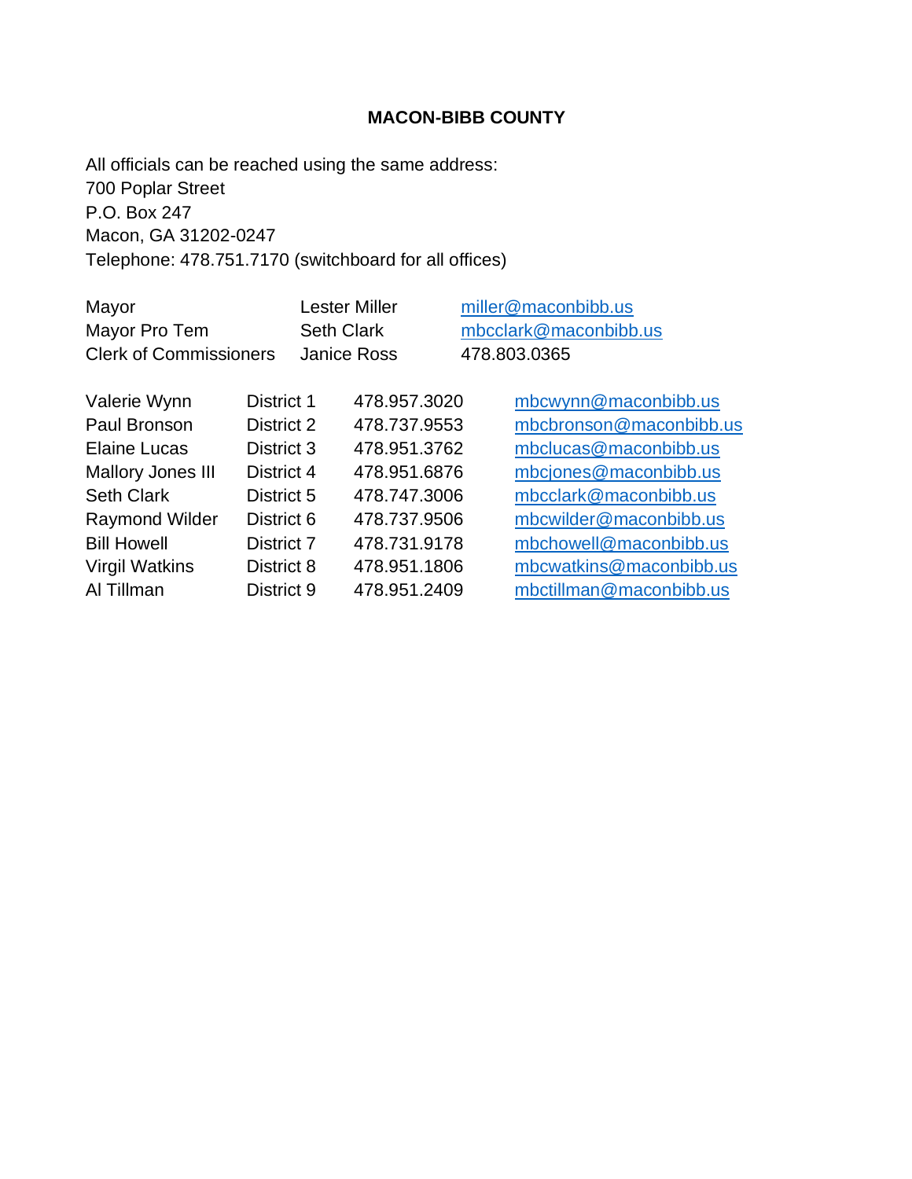# MACON-BIBB COUNTY

All officials can be reached using the same address:
700 Poplar Street
P.O. Box 247
Macon, GA 31202-0247
Telephone: 478.751.7170 (switchboard for all offices)

| | | |
|---|---|---|
| Mayor | Lester Miller | miller@maconbibb.us |
| Mayor Pro Tem | Seth Clark | mbcclark@maconbibb.us |
| Clerk of Commissioners | Janice Ross | 478.803.0365 |

| | | | |
|---|---|---|---|
| Valerie Wynn | District 1 | 478.957.3020 | mbcwynn@maconbibb.us |
| Paul Bronson | District 2 | 478.737.9553 | mbcbronson@maconbibb.us |
| Elaine Lucas | District 3 | 478.951.3762 | mbclucas@maconbibb.us |
| Mallory Jones III | District 4 | 478.951.6876 | mbcjones@maconbibb.us |
| Seth Clark | District 5 | 478.747.3006 | mbcclark@maconbibb.us |
| Raymond Wilder | District 6 | 478.737.9506 | mbcwilder@maconbibb.us |
| Bill Howell | District 7 | 478.731.9178 | mbchowell@maconbibb.us |
| Virgil Watkins | District 8 | 478.951.1806 | mbcwatkins@maconbibb.us |
| Al Tillman | District 9 | 478.951.2409 | mbctillman@maconbibb.us |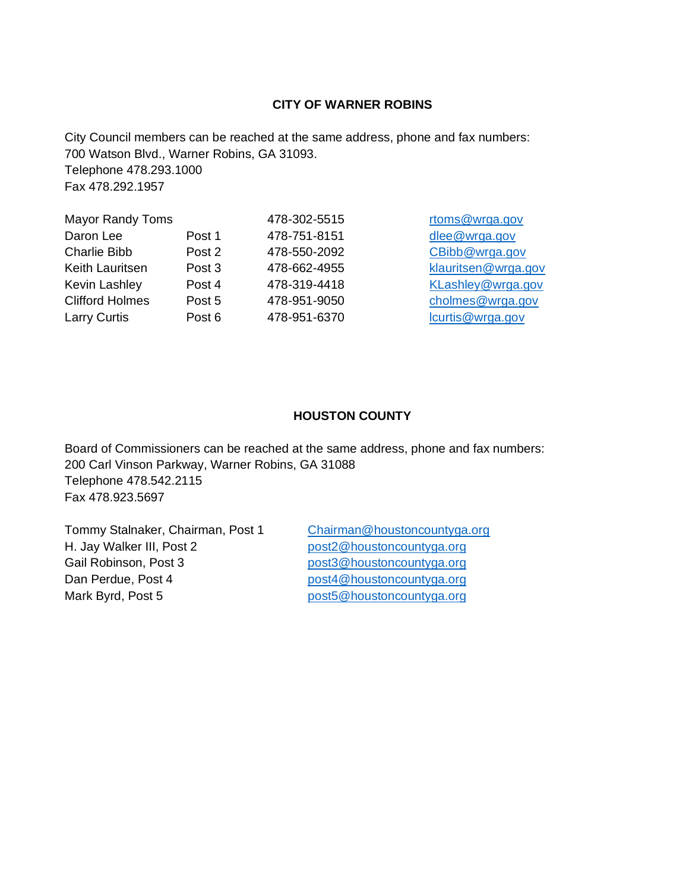## CITY OF WARNER ROBINS

City Council members can be reached at the same address, phone and fax numbers:
700 Watson Blvd., Warner Robins, GA 31093.
Telephone 478.293.1000
Fax 478.292.1957

| | | | |
|---|---|---|---|
| Mayor Randy Toms | | 478-302-5515 | rtoms@wrga.gov |
| Daron Lee | Post 1 | 478-751-8151 | dlee@wrga.gov |
| Charlie Bibb | Post 2 | 478-550-2092 | CBibb@wrga.gov |
| Keith Lauritsen | Post 3 | 478-662-4955 | klauritsen@wrga.gov |
| Kevin Lashley | Post 4 | 478-319-4418 | KLashley@wrga.gov |
| Clifford Holmes | Post 5 | 478-951-9050 | cholmes@wrga.gov |
| Larry Curtis | Post 6 | 478-951-6370 | lcurtis@wrga.gov |

## HOUSTON COUNTY

Board of Commissioners can be reached at the same address, phone and fax numbers:
200 Carl Vinson Parkway, Warner Robins, GA 31088
Telephone 478.542.2115
Fax 478.923.5697

| | |
|---|---|
| Tommy Stalnaker, Chairman, Post 1 | Chairman@houstoncountyga.org |
| H. Jay Walker III, Post 2 | post2@houstoncountyga.org |
| Gail Robinson, Post 3 | post3@houstoncountyga.org |
| Dan Perdue, Post 4 | post4@houstoncountyga.org |
| Mark Byrd, Post 5 | post5@houstoncountyga.org |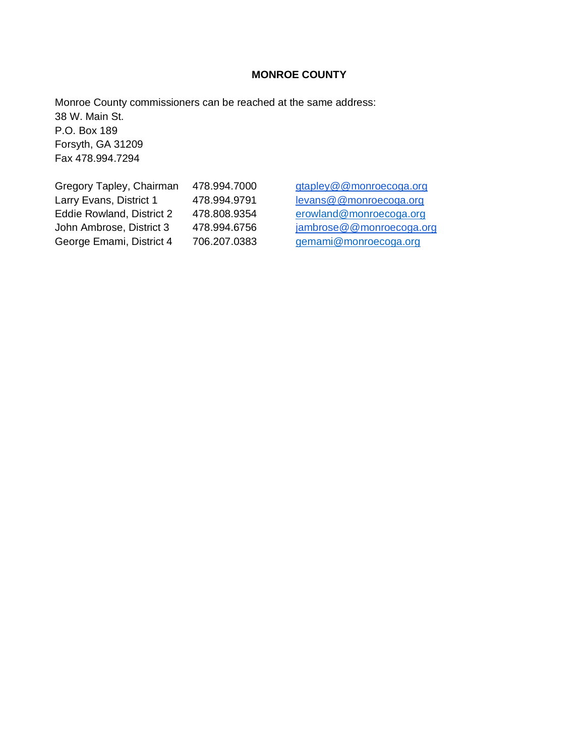## MONROE COUNTY

Monroe County commissioners can be reached at the same address:
38 W. Main St.
P.O. Box 189
Forsyth, GA 31209
Fax 478.994.7294

| | | |
|---|---|---|
| Gregory Tapley, Chairman | 478.994.7000 | gtapley@@monroecoga.org |
| Larry Evans, District 1 | 478.994.9791 | levans@@monroecoga.org |
| Eddie Rowland, District 2 | 478.808.9354 | erowland@monroecoga.org |
| John Ambrose, District 3 | 478.994.6756 | jambrose@@monroecoga.org |
| George Emami, District 4 | 706.207.0383 | gemami@monroecoga.org |